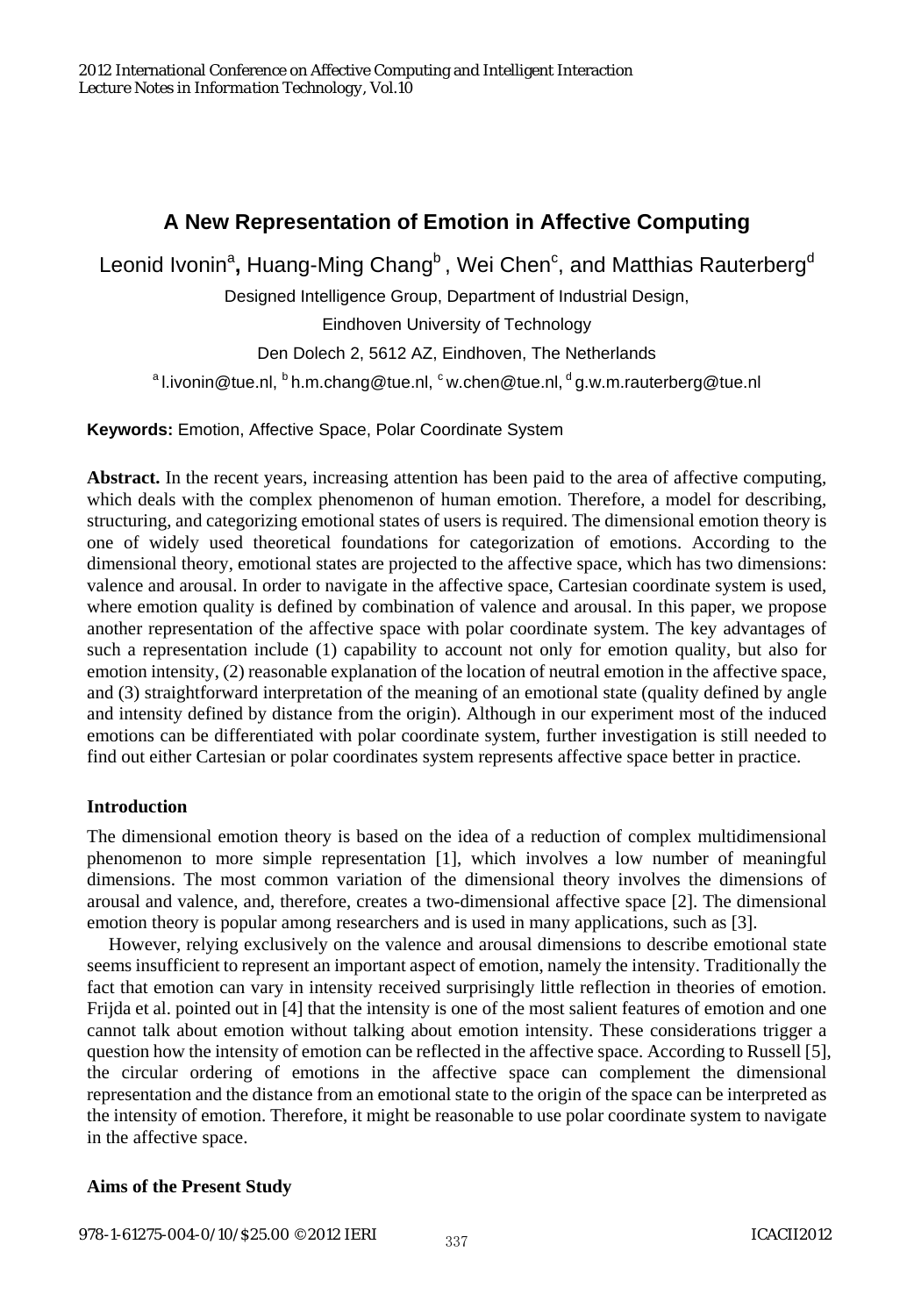# A New Representation of Emotion in Affective Computing

Leonid Ivonin[a], Huang-Ming Chang[b], Wei Chen[c], and Matthias Rauterberg[d]

Designed Intelligence Group, Department of Industrial Design,

Eindhoven University of Technology

Den Dolech 2, 5612 AZ, Eindhoven, The Netherlands

[a] l.ivonin@tue.nl, [b] h.m.chang@tue.nl, [c] w.chen@tue.nl, [d] g.w.m.rauterberg@tue.nl

**Keywords:** Emotion, Affective Space, Polar Coordinate System

**Abstract.** In the recent years, increasing attention has been paid to the area of affective computing, which deals with the complex phenomenon of human emotion. Therefore, a model for describing, structuring, and categorizing emotional states of users is required. The dimensional emotion theory is one of widely used theoretical foundations for categorization of emotions. According to the dimensional theory, emotional states are projected to the affective space, which has two dimensions: valence and arousal. In order to navigate in the affective space, Cartesian coordinate system is used, where emotion quality is defined by combination of valence and arousal. In this paper, we propose another representation of the affective space with polar coordinate system. The key advantages of such a representation include (1) capability to account not only for emotion quality, but also for emotion intensity, (2) reasonable explanation of the location of neutral emotion in the affective space, and (3) straightforward interpretation of the meaning of an emotional state (quality defined by angle and intensity defined by distance from the origin). Although in our experiment most of the induced emotions can be differentiated with polar coordinate system, further investigation is still needed to find out either Cartesian or polar coordinates system represents affective space better in practice.

### Introduction

The dimensional emotion theory is based on the idea of a reduction of complex multidimensional phenomenon to more simple representation [1], which involves a low number of meaningful dimensions. The most common variation of the dimensional theory involves the dimensions of arousal and valence, and, therefore, creates a two-dimensional affective space [2]. The dimensional emotion theory is popular among researchers and is used in many applications, such as [3].

However, relying exclusively on the valence and arousal dimensions to describe emotional state seems insufficient to represent an important aspect of emotion, namely the intensity. Traditionally the fact that emotion can vary in intensity received surprisingly little reflection in theories of emotion. Frijda et al. pointed out in [4] that the intensity is one of the most salient features of emotion and one cannot talk about emotion without talking about emotion intensity. These considerations trigger a question how the intensity of emotion can be reflected in the affective space. According to Russell [5], the circular ordering of emotions in the affective space can complement the dimensional representation and the distance from an emotional state to the origin of the space can be interpreted as the intensity of emotion. Therefore, it might be reasonable to use polar coordinate system to navigate in the affective space.

### Aims of the Present Study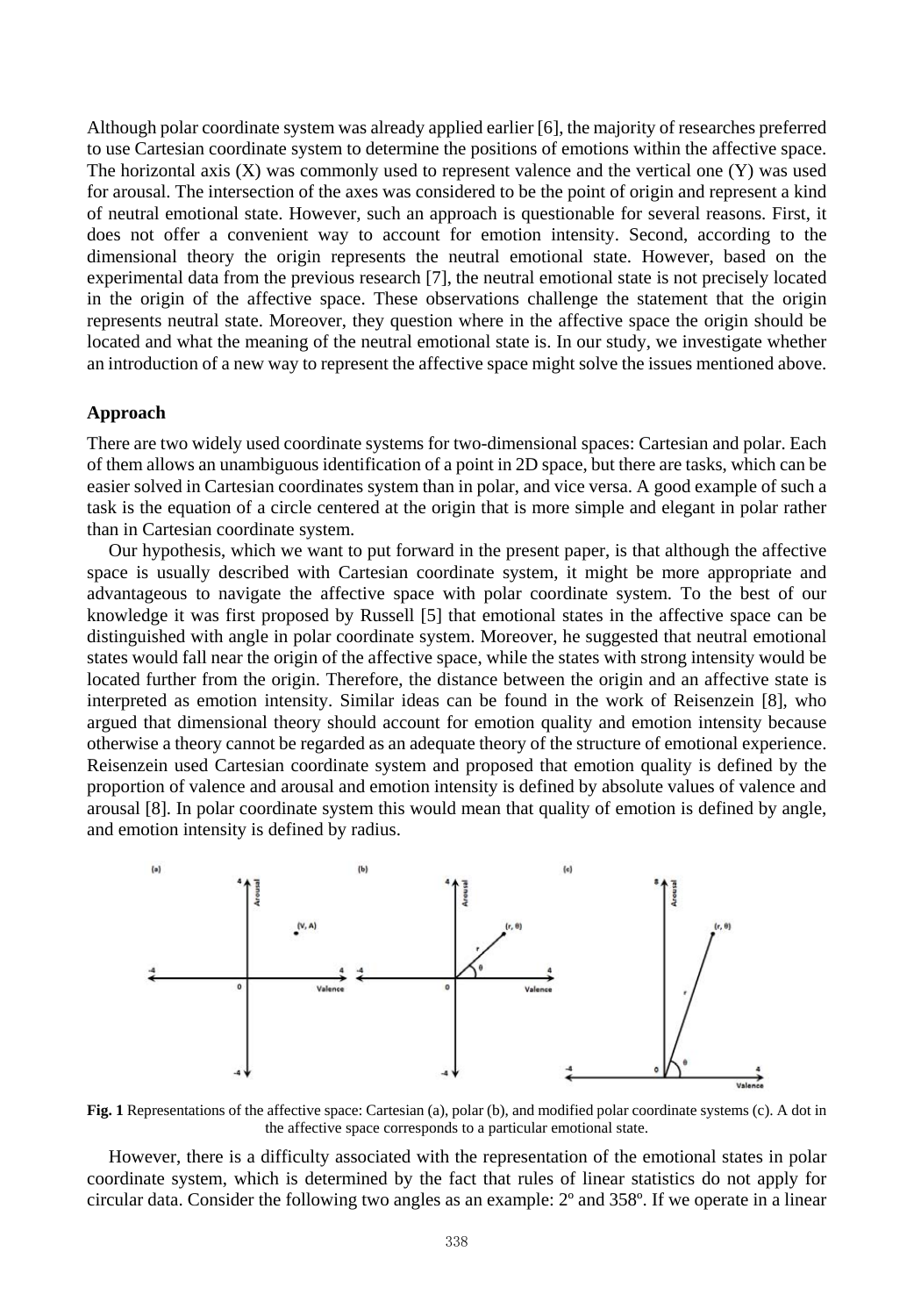Although polar coordinate system was already applied earlier [6], the majority of researches preferred to use Cartesian coordinate system to determine the positions of emotions within the affective space. The horizontal axis (X) was commonly used to represent valence and the vertical one (Y) was used for arousal. The intersection of the axes was considered to be the point of origin and represent a kind of neutral emotional state. However, such an approach is questionable for several reasons. First, it does not offer a convenient way to account for emotion intensity. Second, according to the dimensional theory the origin represents the neutral emotional state. However, based on the experimental data from the previous research [7], the neutral emotional state is not precisely located in the origin of the affective space. These observations challenge the statement that the origin represents neutral state. Moreover, they question where in the affective space the origin should be located and what the meaning of the neutral emotional state is. In our study, we investigate whether an introduction of a new way to represent the affective space might solve the issues mentioned above.

### Approach

There are two widely used coordinate systems for two-dimensional spaces: Cartesian and polar. Each of them allows an unambiguous identification of a point in 2D space, but there are tasks, which can be easier solved in Cartesian coordinates system than in polar, and vice versa. A good example of such a task is the equation of a circle centered at the origin that is more simple and elegant in polar rather than in Cartesian coordinate system.

Our hypothesis, which we want to put forward in the present paper, is that although the affective space is usually described with Cartesian coordinate system, it might be more appropriate and advantageous to navigate the affective space with polar coordinate system. To the best of our knowledge it was first proposed by Russell [5] that emotional states in the affective space can be distinguished with angle in polar coordinate system. Moreover, he suggested that neutral emotional states would fall near the origin of the affective space, while the states with strong intensity would be located further from the origin. Therefore, the distance between the origin and an affective state is interpreted as emotion intensity. Similar ideas can be found in the work of Reisenzein [8], who argued that dimensional theory should account for emotion quality and emotion intensity because otherwise a theory cannot be regarded as an adequate theory of the structure of emotional experience. Reisenzein used Cartesian coordinate system and proposed that emotion quality is defined by the proportion of valence and arousal and emotion intensity is defined by absolute values of valence and arousal [8]. In polar coordinate system this would mean that quality of emotion is defined by angle, and emotion intensity is defined by radius.

**Fig. 1** Representations of the affective space: Cartesian (a), polar (b), and modified polar coordinate systems (c). A dot in the affective space corresponds to a particular emotional state.

However, there is a difficulty associated with the representation of the emotional states in polar coordinate system, which is determined by the fact that rules of linear statistics do not apply for circular data. Consider the following two angles as an example: 2º and 358º. If we operate in a linear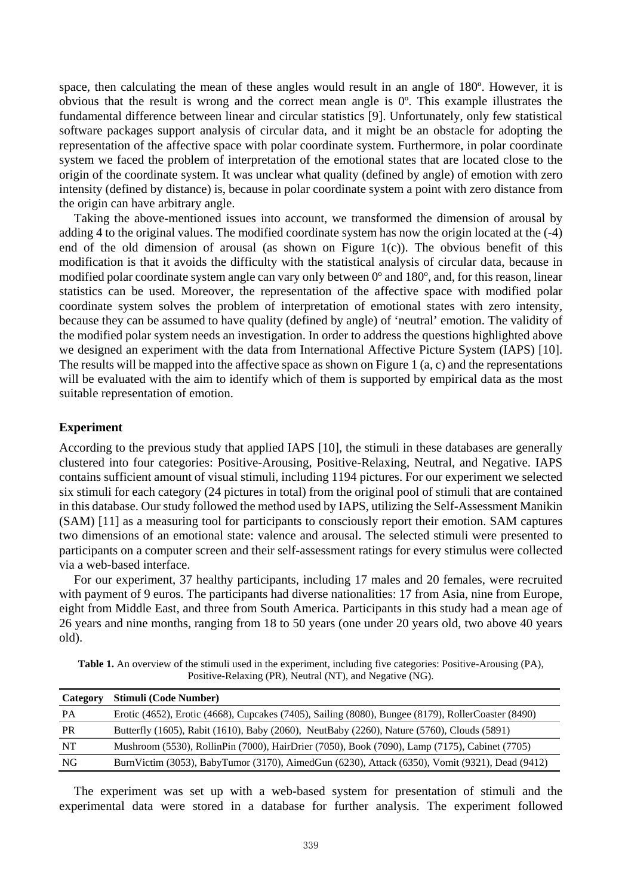space, then calculating the mean of these angles would result in an angle of 180º. However, it is obvious that the result is wrong and the correct mean angle is 0º. This example illustrates the fundamental difference between linear and circular statistics [9]. Unfortunately, only few statistical software packages support analysis of circular data, and it might be an obstacle for adopting the representation of the affective space with polar coordinate system. Furthermore, in polar coordinate system we faced the problem of interpretation of the emotional states that are located close to the origin of the coordinate system. It was unclear what quality (defined by angle) of emotion with zero intensity (defined by distance) is, because in polar coordinate system a point with zero distance from the origin can have arbitrary angle.

Taking the above-mentioned issues into account, we transformed the dimension of arousal by adding 4 to the original values. The modified coordinate system has now the origin located at the (-4) end of the old dimension of arousal (as shown on Figure 1(c)). The obvious benefit of this modification is that it avoids the difficulty with the statistical analysis of circular data, because in modified polar coordinate system angle can vary only between 0º and 180º, and, for this reason, linear statistics can be used. Moreover, the representation of the affective space with modified polar coordinate system solves the problem of interpretation of emotional states with zero intensity, because they can be assumed to have quality (defined by angle) of 'neutral' emotion. The validity of the modified polar system needs an investigation. In order to address the questions highlighted above we designed an experiment with the data from International Affective Picture System (IAPS) [10]. The results will be mapped into the affective space as shown on Figure 1 (a, c) and the representations will be evaluated with the aim to identify which of them is supported by empirical data as the most suitable representation of emotion.

## Experiment

According to the previous study that applied IAPS [10], the stimuli in these databases are generally clustered into four categories: Positive-Arousing, Positive-Relaxing, Neutral, and Negative. IAPS contains sufficient amount of visual stimuli, including 1194 pictures. For our experiment we selected six stimuli for each category (24 pictures in total) from the original pool of stimuli that are contained in this database. Our study followed the method used by IAPS, utilizing the Self-Assessment Manikin (SAM) [11] as a measuring tool for participants to consciously report their emotion. SAM captures two dimensions of an emotional state: valence and arousal. The selected stimuli were presented to participants on a computer screen and their self-assessment ratings for every stimulus were collected via a web-based interface.

For our experiment, 37 healthy participants, including 17 males and 20 females, were recruited with payment of 9 euros. The participants had diverse nationalities: 17 from Asia, nine from Europe, eight from Middle East, and three from South America. Participants in this study had a mean age of 26 years and nine months, ranging from 18 to 50 years (one under 20 years old, two above 40 years old).

**Table 1.** An overview of the stimuli used in the experiment, including five categories: Positive-Arousing (PA), Positive-Relaxing (PR), Neutral (NT), and Negative (NG).

| Category | Stimuli (Code Number) |
|---|---|
| PA | Erotic (4652), Erotic (4668), Cupcakes (7405), Sailing (8080), Bungee (8179), RollerCoaster (8490) |
| PR | Butterfly (1605), Rabit (1610), Baby (2060), NeutBaby (2260), Nature (5760), Clouds (5891) |
| NT | Mushroom (5530), RollinPin (7000), HairDrier (7050), Book (7090), Lamp (7175), Cabinet (7705) |
| NG | BurnVictim (3053), BabyTumor (3170), AimedGun (6230), Attack (6350), Vomit (9321), Dead (9412) |

The experiment was set up with a web-based system for presentation of stimuli and the experimental data were stored in a database for further analysis. The experiment followed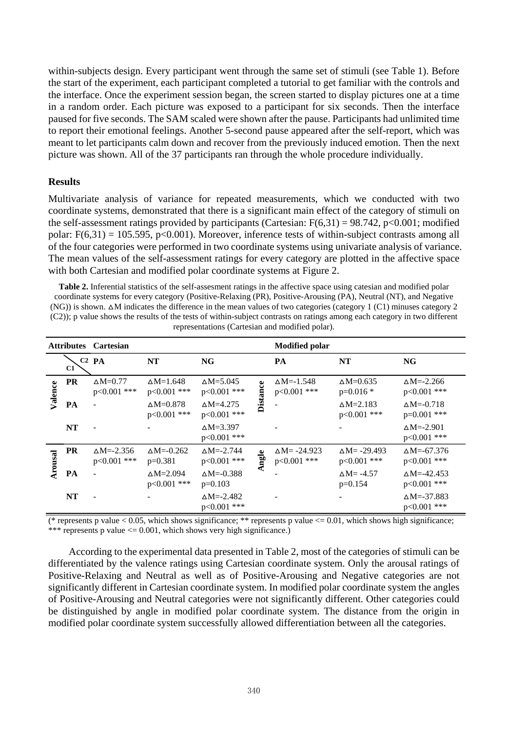within-subjects design. Every participant went through the same set of stimuli (see Table 1). Before the start of the experiment, each participant completed a tutorial to get familiar with the controls and the interface. Once the experiment session began, the screen started to display pictures one at a time in a random order. Each picture was exposed to a participant for six seconds. Then the interface paused for five seconds. The SAM scaled were shown after the pause. Participants had unlimited time to report their emotional feelings. Another 5-second pause appeared after the self-report, which was meant to let participants calm down and recover from the previously induced emotion. Then the next picture was shown. All of the 37 participants ran through the whole procedure individually.

### Results

Multivariate analysis of variance for repeated measurements, which we conducted with two coordinate systems, demonstrated that there is a significant main effect of the category of stimuli on the self-assessment ratings provided by participants (Cartesian: $F(6,31) = 98.742$, $p<0.001$; modified polar: $F(6,31) = 105.595$, $p<0.001$). Moreover, inference tests of within-subject contrasts among all of the four categories were performed in two coordinate systems using univariate analysis of variance. The mean values of the self-assessment ratings for every category are plotted in the affective space with both Cartesian and modified polar coordinate systems at Figure 2.

**Table 2.** Inferential statistics of the self-assesment ratings in the affective space using catesian and modified polar coordinate systems for every category (Positive-Relaxing (PR), Positive-Arousing (PA), Neutral (NT), and Negative (NG)) is shown. ∆M indicates the difference in the mean values of two categories (category 1 (C1) minuses category 2 (C2)); p value shows the results of the tests of within-subject contrasts on ratings among each category in two different representations (Cartesian and modified polar).

| Attributes | | Cartesian | | | | Modified polar | | |
|---|---|---|---|---|---|---|---|---|
| | C1 \ C2 | PA | NT | NG | | PA | NT | NG |
| Valence | PR | ∆M=0.77 p<0.001 *** | ∆M=1.648 p<0.001 *** | ∆M=5.045 p<0.001 *** | Distance | ∆M=-1.548 p<0.001 *** | ∆M=0.635 p=0.016 * | ∆M=-2.266 p<0.001 *** |
| | PA | - | ∆M=0.878 p<0.001 *** | ∆M=4.275 p<0.001 *** | | - | ∆M=2.183 p<0.001 *** | ∆M=-0.718 p=0.001 *** |
| | NT | - | - | ∆M=3.397 p<0.001 *** | | - | - | ∆M=-2.901 p<0.001 *** |
| Arousal | PR | ∆M=-2.356 p<0.001 *** | ∆M=-0.262 p=0.381 | ∆M=-2.744 p<0.001 *** | Angle | ∆M= -24.923 p<0.001 *** | ∆M= -29.493 p<0.001 *** | ∆M=-67.376 p<0.001 *** |
| | PA | - | ∆M=2.094 p<0.001 *** | ∆M=-0.388 p=0.103 | | - | ∆M= -4.57 p=0.154 | ∆M=-42.453 p<0.001 *** |
| | NT | - | - | ∆M=-2.482 p<0.001 *** | | - | - | ∆M=-37.883 p<0.001 *** |

(* represents p value < 0.05, which shows significance; ** represents p value <= 0.01, which shows high significance; *** represents p value <= 0.001, which shows very high significance.)

According to the experimental data presented in Table 2, most of the categories of stimuli can be differentiated by the valence ratings using Cartesian coordinate system. Only the arousal ratings of Positive-Relaxing and Neutral as well as of Positive-Arousing and Negative categories are not significantly different in Cartesian coordinate system. In modified polar coordinate system the angles of Positive-Arousing and Neutral categories were not significantly different. Other categories could be distinguished by angle in modified polar coordinate system. The distance from the origin in modified polar coordinate system successfully allowed differentiation between all the categories.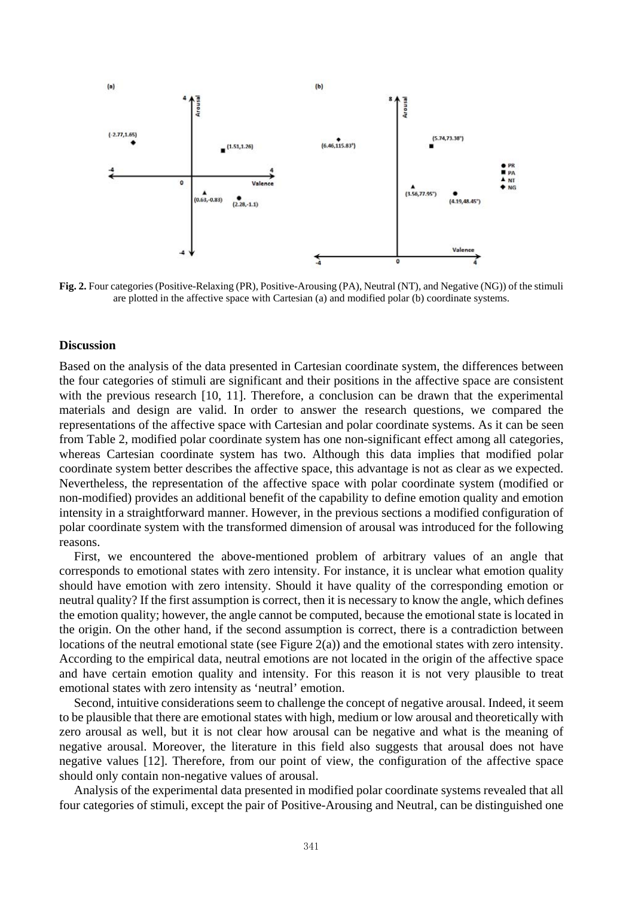**Fig. 2.** Four categories (Positive-Relaxing (PR), Positive-Arousing (PA), Neutral (NT), and Negative (NG)) of the stimuli are plotted in the affective space with Cartesian (a) and modified polar (b) coordinate systems.

### Discussion

Based on the analysis of the data presented in Cartesian coordinate system, the differences between the four categories of stimuli are significant and their positions in the affective space are consistent with the previous research [10, 11]. Therefore, a conclusion can be drawn that the experimental materials and design are valid. In order to answer the research questions, we compared the representations of the affective space with Cartesian and polar coordinate systems. As it can be seen from Table 2, modified polar coordinate system has one non-significant effect among all categories, whereas Cartesian coordinate system has two. Although this data implies that modified polar coordinate system better describes the affective space, this advantage is not as clear as we expected. Nevertheless, the representation of the affective space with polar coordinate system (modified or non-modified) provides an additional benefit of the capability to define emotion quality and emotion intensity in a straightforward manner. However, in the previous sections a modified configuration of polar coordinate system with the transformed dimension of arousal was introduced for the following reasons.

First, we encountered the above-mentioned problem of arbitrary values of an angle that corresponds to emotional states with zero intensity. For instance, it is unclear what emotion quality should have emotion with zero intensity. Should it have quality of the corresponding emotion or neutral quality? If the first assumption is correct, then it is necessary to know the angle, which defines the emotion quality; however, the angle cannot be computed, because the emotional state is located in the origin. On the other hand, if the second assumption is correct, there is a contradiction between locations of the neutral emotional state (see Figure 2(a)) and the emotional states with zero intensity. According to the empirical data, neutral emotions are not located in the origin of the affective space and have certain emotion quality and intensity. For this reason it is not very plausible to treat emotional states with zero intensity as 'neutral' emotion.

Second, intuitive considerations seem to challenge the concept of negative arousal. Indeed, it seem to be plausible that there are emotional states with high, medium or low arousal and theoretically with zero arousal as well, but it is not clear how arousal can be negative and what is the meaning of negative arousal. Moreover, the literature in this field also suggests that arousal does not have negative values [12]. Therefore, from our point of view, the configuration of the affective space should only contain non-negative values of arousal.

Analysis of the experimental data presented in modified polar coordinate systems revealed that all four categories of stimuli, except the pair of Positive-Arousing and Neutral, can be distinguished one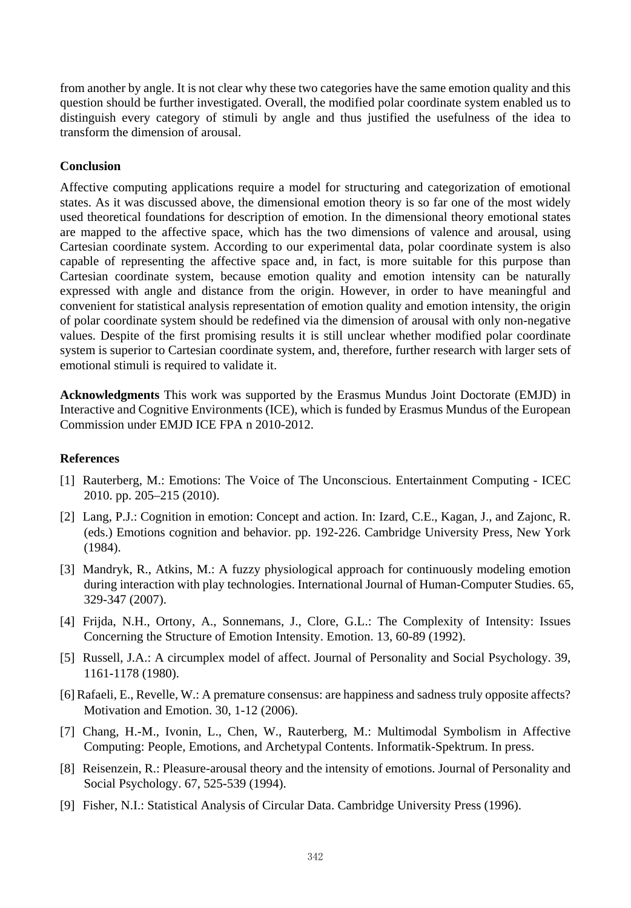from another by angle. It is not clear why these two categories have the same emotion quality and this question should be further investigated. Overall, the modified polar coordinate system enabled us to distinguish every category of stimuli by angle and thus justified the usefulness of the idea to transform the dimension of arousal.

## Conclusion

Affective computing applications require a model for structuring and categorization of emotional states. As it was discussed above, the dimensional emotion theory is so far one of the most widely used theoretical foundations for description of emotion. In the dimensional theory emotional states are mapped to the affective space, which has the two dimensions of valence and arousal, using Cartesian coordinate system. According to our experimental data, polar coordinate system is also capable of representing the affective space and, in fact, is more suitable for this purpose than Cartesian coordinate system, because emotion quality and emotion intensity can be naturally expressed with angle and distance from the origin. However, in order to have meaningful and convenient for statistical analysis representation of emotion quality and emotion intensity, the origin of polar coordinate system should be redefined via the dimension of arousal with only non-negative values. Despite of the first promising results it is still unclear whether modified polar coordinate system is superior to Cartesian coordinate system, and, therefore, further research with larger sets of emotional stimuli is required to validate it.

**Acknowledgments** This work was supported by the Erasmus Mundus Joint Doctorate (EMJD) in Interactive and Cognitive Environments (ICE), which is funded by Erasmus Mundus of the European Commission under EMJD ICE FPA n 2010-2012.

## References

[1] Rauterberg, M.: Emotions: The Voice of The Unconscious. Entertainment Computing - ICEC 2010. pp. 205–215 (2010).

[2] Lang, P.J.: Cognition in emotion: Concept and action. In: Izard, C.E., Kagan, J., and Zajonc, R. (eds.) Emotions cognition and behavior. pp. 192-226. Cambridge University Press, New York (1984).

[3] Mandryk, R., Atkins, M.: A fuzzy physiological approach for continuously modeling emotion during interaction with play technologies. International Journal of Human-Computer Studies. 65, 329-347 (2007).

[4] Frijda, N.H., Ortony, A., Sonnemans, J., Clore, G.L.: The Complexity of Intensity: Issues Concerning the Structure of Emotion Intensity. Emotion. 13, 60-89 (1992).

[5] Russell, J.A.: A circumplex model of affect. Journal of Personality and Social Psychology. 39, 1161-1178 (1980).

[6] Rafaeli, E., Revelle, W.: A premature consensus: are happiness and sadness truly opposite affects? Motivation and Emotion. 30, 1-12 (2006).

[7] Chang, H.-M., Ivonin, L., Chen, W., Rauterberg, M.: Multimodal Symbolism in Affective Computing: People, Emotions, and Archetypal Contents. Informatik-Spektrum. In press.

[8] Reisenzein, R.: Pleasure-arousal theory and the intensity of emotions. Journal of Personality and Social Psychology. 67, 525-539 (1994).

[9] Fisher, N.I.: Statistical Analysis of Circular Data. Cambridge University Press (1996).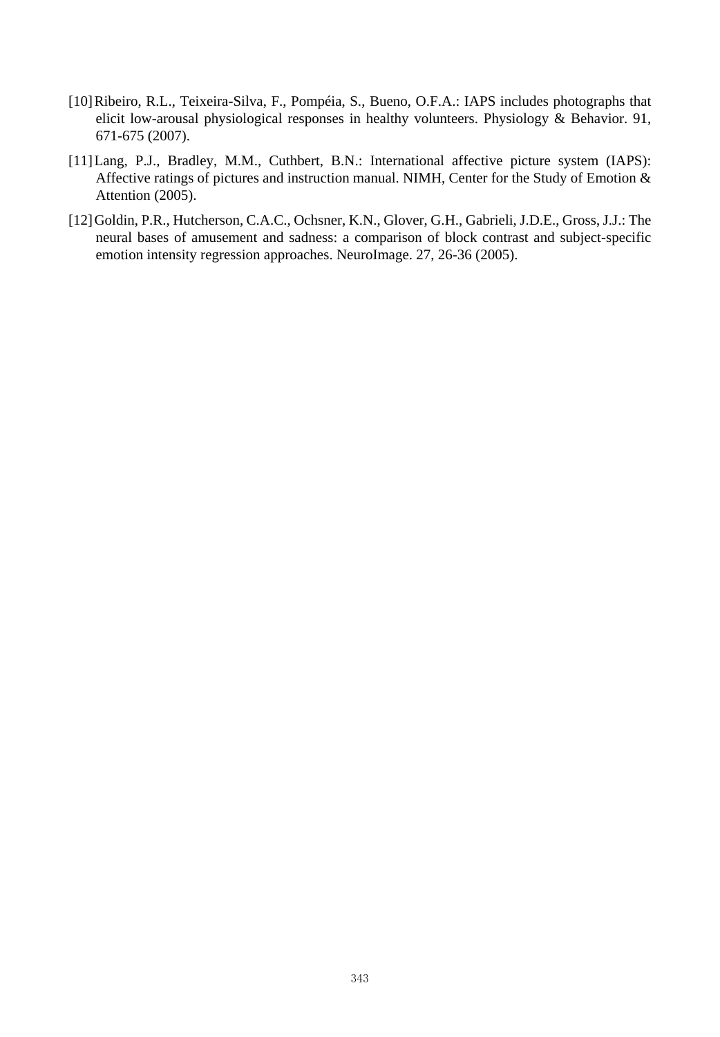[10] Ribeiro, R.L., Teixeira-Silva, F., Pompéia, S., Bueno, O.F.A.: IAPS includes photographs that elicit low-arousal physiological responses in healthy volunteers. Physiology & Behavior. 91, 671-675 (2007).

[11] Lang, P.J., Bradley, M.M., Cuthbert, B.N.: International affective picture system (IAPS): Affective ratings of pictures and instruction manual. NIMH, Center for the Study of Emotion & Attention (2005).

[12] Goldin, P.R., Hutcherson, C.A.C., Ochsner, K.N., Glover, G.H., Gabrieli, J.D.E., Gross, J.J.: The neural bases of amusement and sadness: a comparison of block contrast and subject-specific emotion intensity regression approaches. NeuroImage. 27, 26-36 (2005).